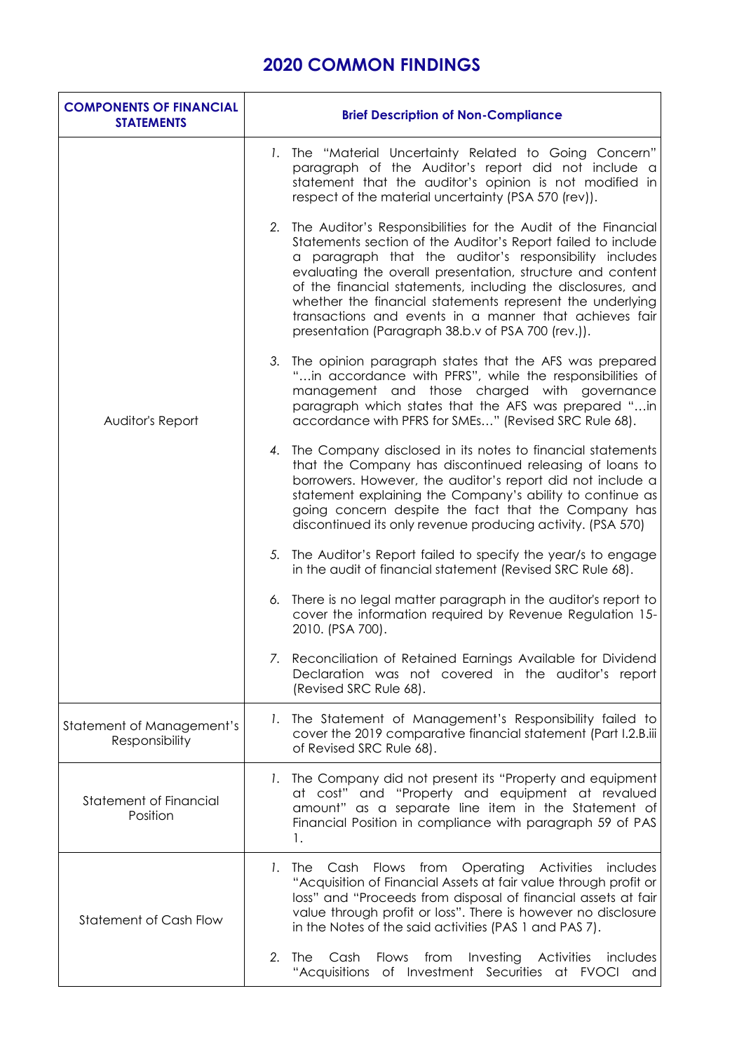# 2020 COMMON FINDINGS

| COMPONENTS OF FINANCIAL STATEMENTS | Brief Description of Non-Compliance |
|---|---|
| Auditor's Report | 1. The "Material Uncertainty Related to Going Concern" paragraph of the Auditor's report did not include a statement that the auditor's opinion is not modified in respect of the material uncertainty (PSA 570 (rev)). |
| | 2. The Auditor's Responsibilities for the Audit of the Financial Statements section of the Auditor's Report failed to include a paragraph that the auditor's responsibility includes evaluating the overall presentation, structure and content of the financial statements, including the disclosures, and whether the financial statements represent the underlying transactions and events in a manner that achieves fair presentation (Paragraph 38.b.v of PSA 700 (rev.)). |
| | 3. The opinion paragraph states that the AFS was prepared "…in accordance with PFRS", while the responsibilities of management and those charged with governance paragraph which states that the AFS was prepared "…in accordance with PFRS for SMEs…" (Revised SRC Rule 68). |
| | 4. The Company disclosed in its notes to financial statements that the Company has discontinued releasing of loans to borrowers. However, the auditor's report did not include a statement explaining the Company's ability to continue as going concern despite the fact that the Company has discontinued its only revenue producing activity. (PSA 570) |
| | 5. The Auditor's Report failed to specify the year/s to engage in the audit of financial statement (Revised SRC Rule 68). |
| | 6. There is no legal matter paragraph in the auditor's report to cover the information required by Revenue Regulation 15-2010. (PSA 700). |
| | 7. Reconciliation of Retained Earnings Available for Dividend Declaration was not covered in the auditor's report (Revised SRC Rule 68). |
| Statement of Management's Responsibility | 1. The Statement of Management's Responsibility failed to cover the 2019 comparative financial statement (Part I.2.B.iii of Revised SRC Rule 68). |
| Statement of Financial Position | 1. The Company did not present its "Property and equipment at cost" and "Property and equipment at revalued amount" as a separate line item in the Statement of Financial Position in compliance with paragraph 59 of PAS 1. |
| Statement of Cash Flow | 1. The Cash Flows from Operating Activities includes "Acquisition of Financial Assets at fair value through profit or loss" and "Proceeds from disposal of financial assets at fair value through profit or loss". There is however no disclosure in the Notes of the said activities (PAS 1 and PAS 7). |
| | 2. The Cash Flows from Investing Activities includes "Acquisitions of Investment Securities at FVOCI and |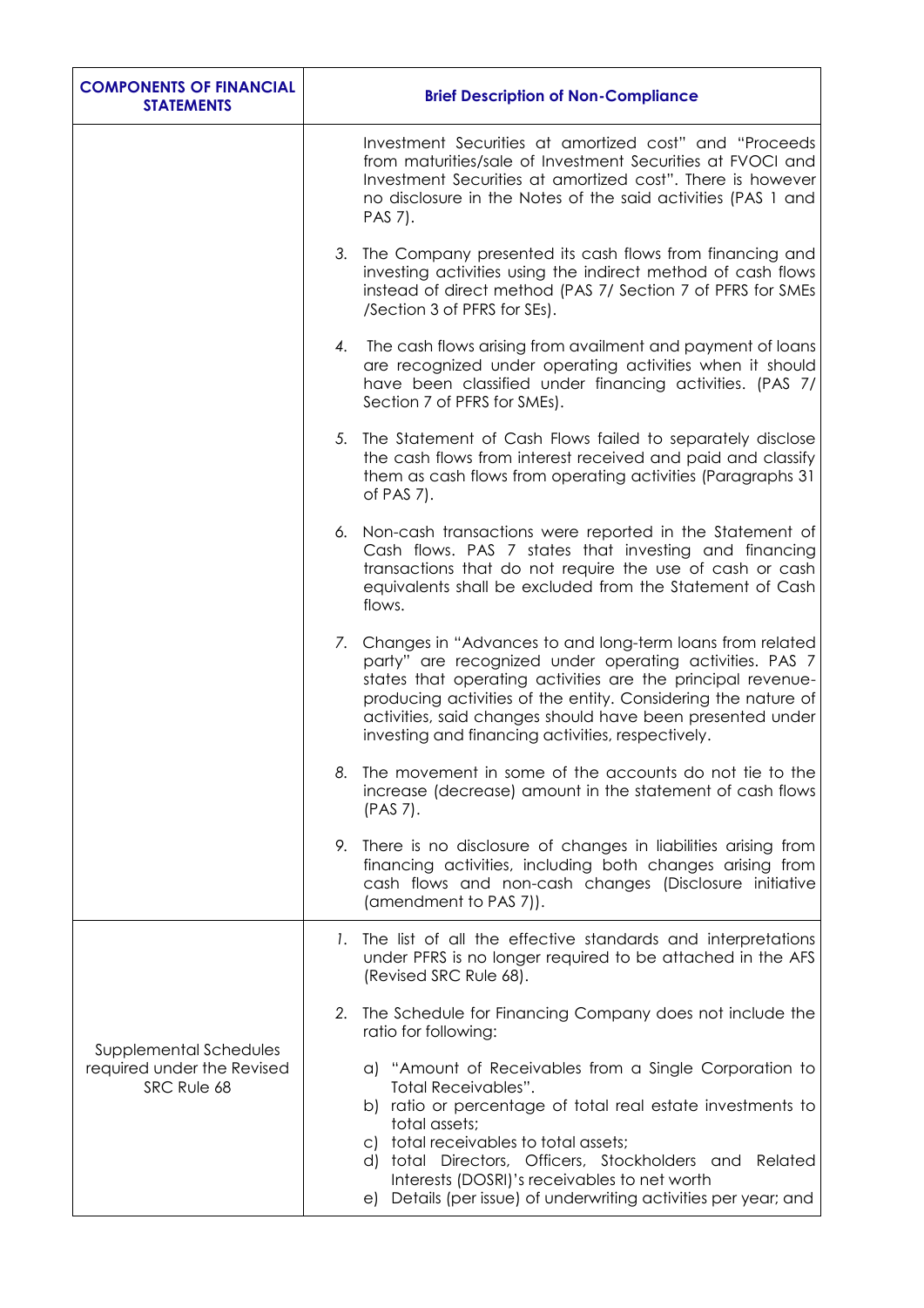| COMPONENTS OF FINANCIAL STATEMENTS | Brief Description of Non-Compliance |
|---|---|
| | Investment Securities at amortized cost" and "Proceeds from maturities/sale of Investment Securities at FVOCI and Investment Securities at amortized cost". There is however no disclosure in the Notes of the said activities (PAS 1 and PAS 7).<br><br>3. The Company presented its cash flows from financing and investing activities using the indirect method of cash flows instead of direct method (PAS 7/ Section 7 of PFRS for SMEs /Section 3 of PFRS for SEs).<br><br>4. The cash flows arising from availment and payment of loans are recognized under operating activities when it should have been classified under financing activities. (PAS 7/ Section 7 of PFRS for SMEs).<br><br>5. The Statement of Cash Flows failed to separately disclose the cash flows from interest received and paid and classify them as cash flows from operating activities (Paragraphs 31 of PAS 7).<br><br>6. Non-cash transactions were reported in the Statement of Cash flows. PAS 7 states that investing and financing transactions that do not require the use of cash or cash equivalents shall be excluded from the Statement of Cash flows.<br><br>7. Changes in "Advances to and long-term loans from related party" are recognized under operating activities. PAS 7 states that operating activities are the principal revenue-producing activities of the entity. Considering the nature of activities, said changes should have been presented under investing and financing activities, respectively.<br><br>8. The movement in some of the accounts do not tie to the increase (decrease) amount in the statement of cash flows (PAS 7).<br><br>9. There is no disclosure of changes in liabilities arising from financing activities, including both changes arising from cash flows and non-cash changes (Disclosure initiative (amendment to PAS 7)). |
| Supplemental Schedules required under the Revised SRC Rule 68 | 1. The list of all the effective standards and interpretations under PFRS is no longer required to be attached in the AFS (Revised SRC Rule 68).<br><br>2. The Schedule for Financing Company does not include the ratio for following:<br><br>a) "Amount of Receivables from a Single Corporation to Total Receivables".<br>b) ratio or percentage of total real estate investments to total assets;<br>c) total receivables to total assets;<br>d) total Directors, Officers, Stockholders and Related Interests (DOSRI)'s receivables to net worth<br>e) Details (per issue) of underwriting activities per year; and |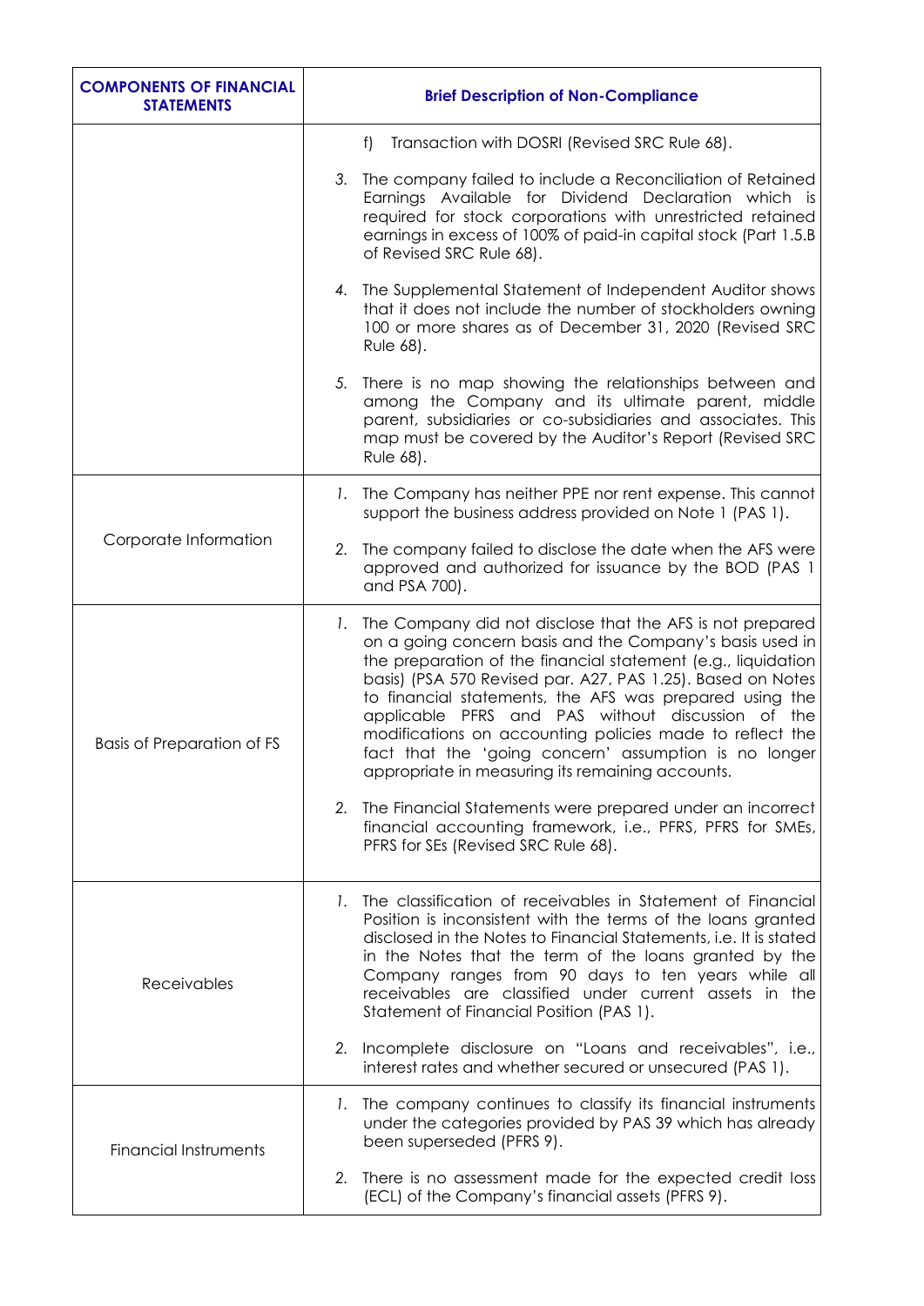| COMPONENTS OF FINANCIAL STATEMENTS | Brief Description of Non-Compliance |
|---|---|
| | f) Transaction with DOSRI (Revised SRC Rule 68).<br><br>3. The company failed to include a Reconciliation of Retained Earnings Available for Dividend Declaration which is required for stock corporations with unrestricted retained earnings in excess of 100% of paid-in capital stock (Part 1.5.B of Revised SRC Rule 68).<br><br>4. The Supplemental Statement of Independent Auditor shows that it does not include the number of stockholders owning 100 or more shares as of December 31, 2020 (Revised SRC Rule 68).<br><br>5. There is no map showing the relationships between and among the Company and its ultimate parent, middle parent, subsidiaries or co-subsidiaries and associates. This map must be covered by the Auditor's Report (Revised SRC Rule 68). |
| Corporate Information | 1. The Company has neither PPE nor rent expense. This cannot support the business address provided on Note 1 (PAS 1).<br><br>2. The company failed to disclose the date when the AFS were approved and authorized for issuance by the BOD (PAS 1 and PSA 700). |
| Basis of Preparation of FS | 1. The Company did not disclose that the AFS is not prepared on a going concern basis and the Company's basis used in the preparation of the financial statement (e.g., liquidation basis) (PSA 570 Revised par. A27, PAS 1.25). Based on Notes to financial statements, the AFS was prepared using the applicable PFRS and PAS without discussion of the modifications on accounting policies made to reflect the fact that the 'going concern' assumption is no longer appropriate in measuring its remaining accounts.<br><br>2. The Financial Statements were prepared under an incorrect financial accounting framework, i.e., PFRS, PFRS for SMEs, PFRS for SEs (Revised SRC Rule 68). |
| Receivables | 1. The classification of receivables in Statement of Financial Position is inconsistent with the terms of the loans granted disclosed in the Notes to Financial Statements, i.e. It is stated in the Notes that the term of the loans granted by the Company ranges from 90 days to ten years while all receivables are classified under current assets in the Statement of Financial Position (PAS 1).<br><br>2. Incomplete disclosure on "Loans and receivables", i.e., interest rates and whether secured or unsecured (PAS 1). |
| Financial Instruments | 1. The company continues to classify its financial instruments under the categories provided by PAS 39 which has already been superseded (PFRS 9).<br><br>2. There is no assessment made for the expected credit loss (ECL) of the Company's financial assets (PFRS 9). |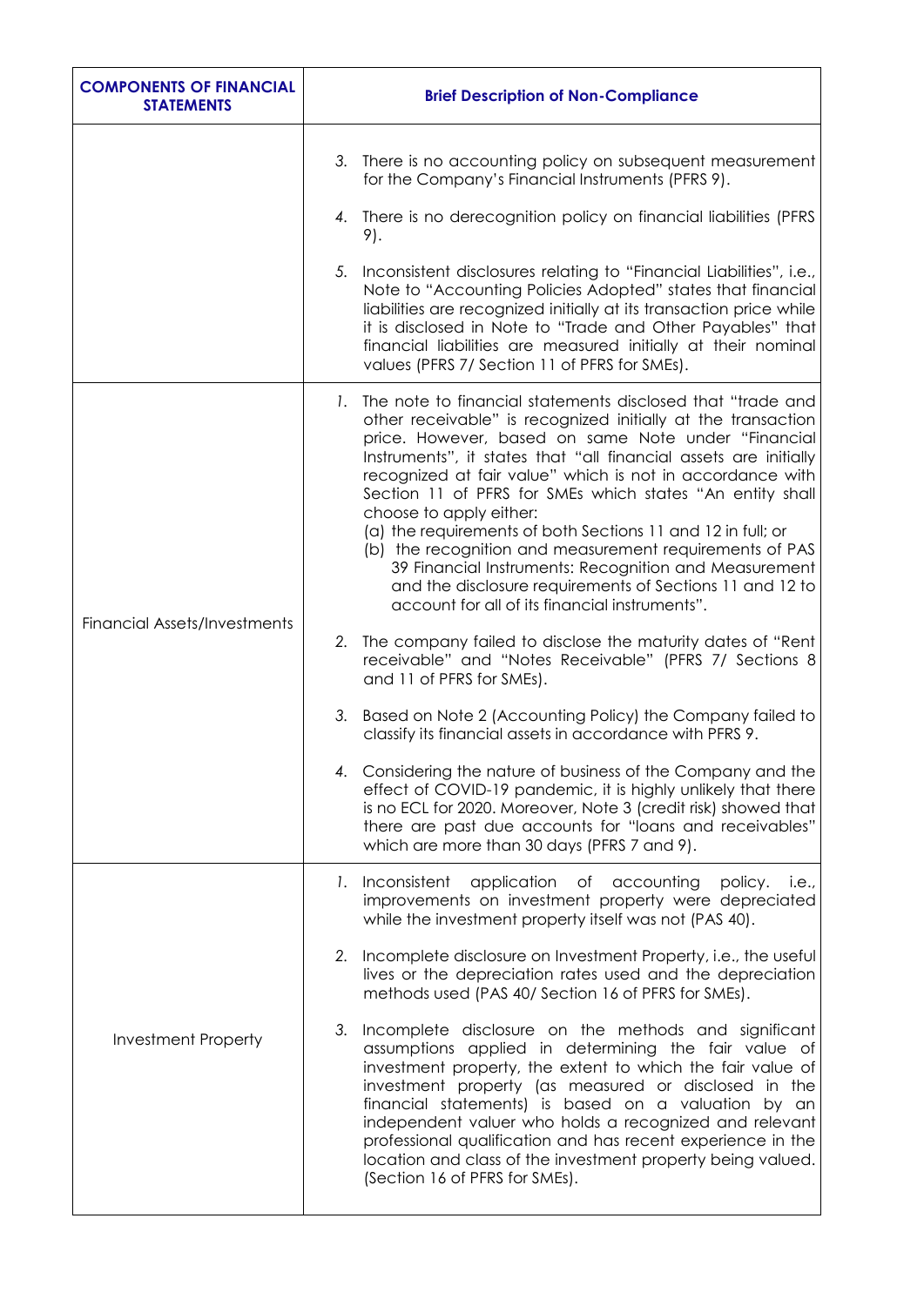| COMPONENTS OF FINANCIAL STATEMENTS | Brief Description of Non-Compliance |
|---|---|
| | 3. There is no accounting policy on subsequent measurement for the Company's Financial Instruments (PFRS 9).<br><br>4. There is no derecognition policy on financial liabilities (PFRS 9).<br><br>5. Inconsistent disclosures relating to "Financial Liabilities", i.e., Note to "Accounting Policies Adopted" states that financial liabilities are recognized initially at its transaction price while it is disclosed in Note to "Trade and Other Payables" that financial liabilities are measured initially at their nominal values (PFRS 7/ Section 11 of PFRS for SMEs). |
| Financial Assets/Investments | 1. The note to financial statements disclosed that "trade and other receivable" is recognized initially at the transaction price. However, based on same Note under "Financial Instruments", it states that "all financial assets are initially recognized at fair value" which is not in accordance with Section 11 of PFRS for SMEs which states "An entity shall choose to apply either:<br>(a) the requirements of both Sections 11 and 12 in full; or<br>(b) the recognition and measurement requirements of PAS 39 Financial Instruments: Recognition and Measurement and the disclosure requirements of Sections 11 and 12 to account for all of its financial instruments".<br><br>2. The company failed to disclose the maturity dates of "Rent receivable" and "Notes Receivable" (PFRS 7/ Sections 8 and 11 of PFRS for SMEs).<br><br>3. Based on Note 2 (Accounting Policy) the Company failed to classify its financial assets in accordance with PFRS 9.<br><br>4. Considering the nature of business of the Company and the effect of COVID-19 pandemic, it is highly unlikely that there is no ECL for 2020. Moreover, Note 3 (credit risk) showed that there are past due accounts for "loans and receivables" which are more than 30 days (PFRS 7 and 9). |
| Investment Property | 1. Inconsistent application of accounting policy. i.e., improvements on investment property were depreciated while the investment property itself was not (PAS 40).<br><br>2. Incomplete disclosure on Investment Property, i.e., the useful lives or the depreciation rates used and the depreciation methods used (PAS 40/ Section 16 of PFRS for SMEs).<br><br>3. Incomplete disclosure on the methods and significant assumptions applied in determining the fair value of investment property, the extent to which the fair value of investment property (as measured or disclosed in the financial statements) is based on a valuation by an independent valuer who holds a recognized and relevant professional qualification and has recent experience in the location and class of the investment property being valued. (Section 16 of PFRS for SMEs). |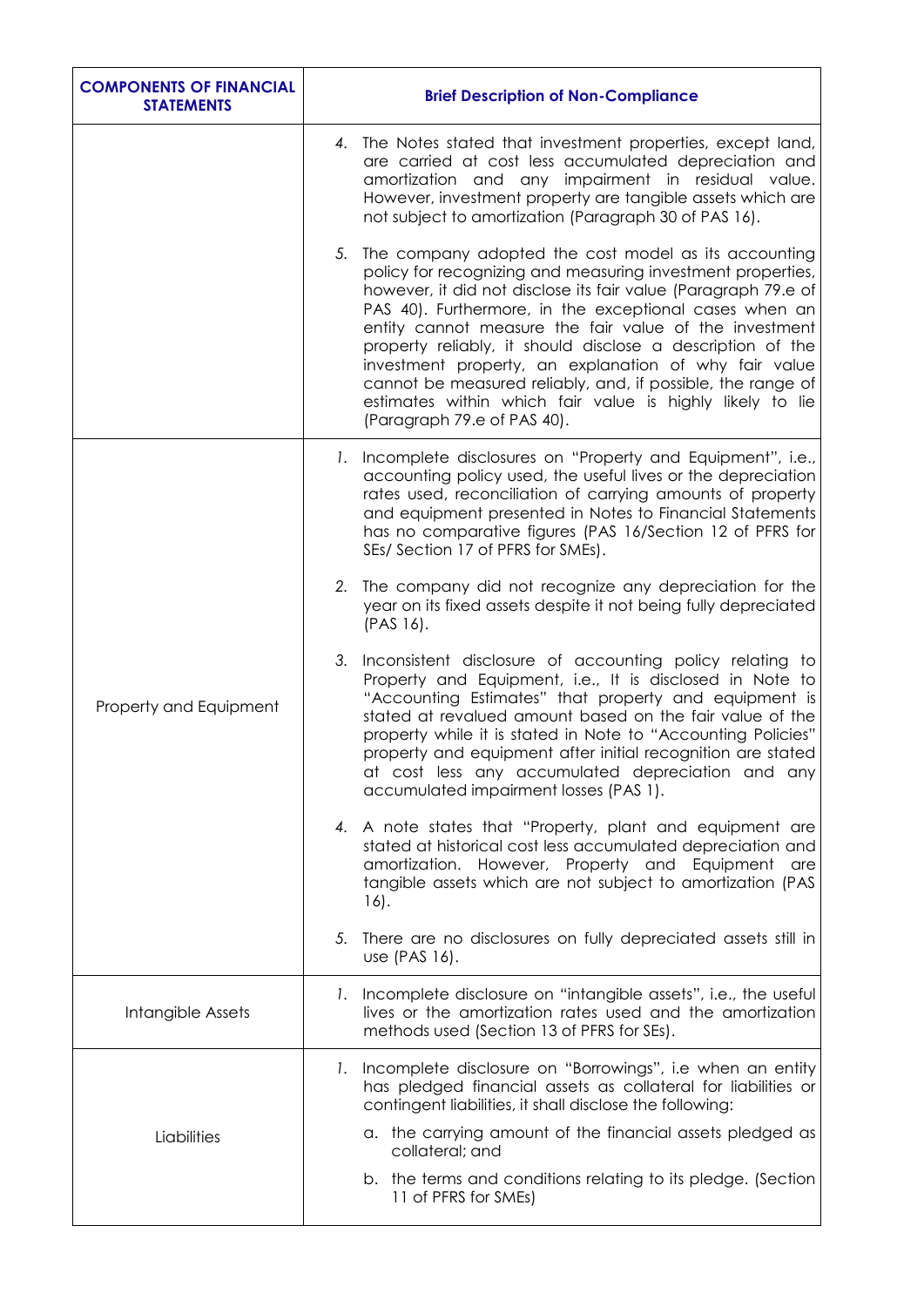| COMPONENTS OF FINANCIAL STATEMENTS | Brief Description of Non-Compliance |
|---|---|
| | 4. The Notes stated that investment properties, except land, are carried at cost less accumulated depreciation and amortization and any impairment in residual value. However, investment property are tangible assets which are not subject to amortization (Paragraph 30 of PAS 16).<br><br>5. The company adopted the cost model as its accounting policy for recognizing and measuring investment properties, however, it did not disclose its fair value (Paragraph 79.e of PAS 40). Furthermore, in the exceptional cases when an entity cannot measure the fair value of the investment property reliably, it should disclose a description of the investment property, an explanation of why fair value cannot be measured reliably, and, if possible, the range of estimates within which fair value is highly likely to lie (Paragraph 79.e of PAS 40). |
| Property and Equipment | 1. Incomplete disclosures on "Property and Equipment", i.e., accounting policy used, the useful lives or the depreciation rates used, reconciliation of carrying amounts of property and equipment presented in Notes to Financial Statements has no comparative figures (PAS 16/Section 12 of PFRS for SEs/ Section 17 of PFRS for SMEs).<br><br>2. The company did not recognize any depreciation for the year on its fixed assets despite it not being fully depreciated (PAS 16).<br><br>3. Inconsistent disclosure of accounting policy relating to Property and Equipment, i.e., It is disclosed in Note to "Accounting Estimates" that property and equipment is stated at revalued amount based on the fair value of the property while it is stated in Note to "Accounting Policies" property and equipment after initial recognition are stated at cost less any accumulated depreciation and any accumulated impairment losses (PAS 1).<br><br>4. A note states that "Property, plant and equipment are stated at historical cost less accumulated depreciation and amortization. However, Property and Equipment are tangible assets which are not subject to amortization (PAS 16).<br><br>5. There are no disclosures on fully depreciated assets still in use (PAS 16). |
| Intangible Assets | 1. Incomplete disclosure on "intangible assets", i.e., the useful lives or the amortization rates used and the amortization methods used (Section 13 of PFRS for SEs). |
| Liabilities | 1. Incomplete disclosure on "Borrowings", i.e when an entity has pledged financial assets as collateral for liabilities or contingent liabilities, it shall disclose the following:<br>a. the carrying amount of the financial assets pledged as collateral; and<br>b. the terms and conditions relating to its pledge. (Section 11 of PFRS for SMEs) |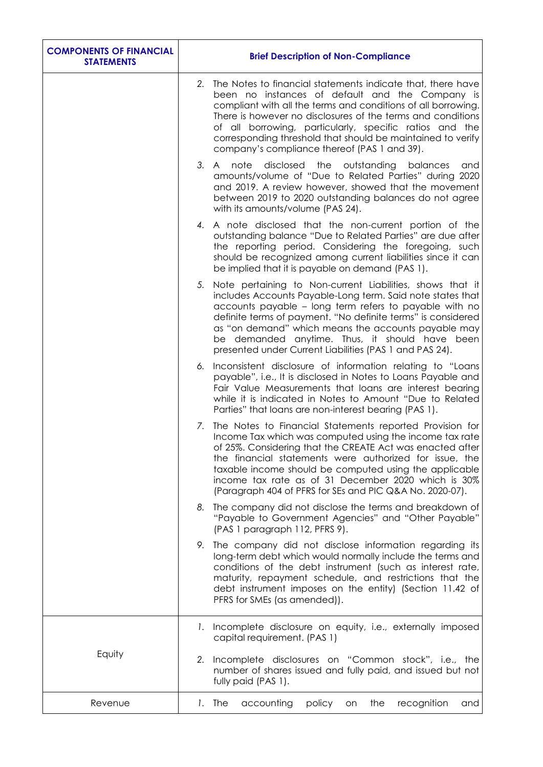| COMPONENTS OF FINANCIAL STATEMENTS | Brief Description of Non-Compliance |
|---|---|
| | 2. The Notes to financial statements indicate that, there have been no instances of default and the Company is compliant with all the terms and conditions of all borrowing. There is however no disclosures of the terms and conditions of all borrowing, particularly, specific ratios and the corresponding threshold that should be maintained to verify company's compliance thereof (PAS 1 and 39).<br><br>3. A note disclosed the outstanding balances and amounts/volume of "Due to Related Parties" during 2020 and 2019. A review however, showed that the movement between 2019 to 2020 outstanding balances do not agree with its amounts/volume (PAS 24).<br><br>4. A note disclosed that the non-current portion of the outstanding balance "Due to Related Parties" are due after the reporting period. Considering the foregoing, such should be recognized among current liabilities since it can be implied that it is payable on demand (PAS 1).<br><br>5. Note pertaining to Non-current Liabilities, shows that it includes Accounts Payable-Long term. Said note states that accounts payable – long term refers to payable with no definite terms of payment. "No definite terms" is considered as "on demand" which means the accounts payable may be demanded anytime. Thus, it should have been presented under Current Liabilities (PAS 1 and PAS 24).<br><br>6. Inconsistent disclosure of information relating to "Loans payable", i.e., It is disclosed in Notes to Loans Payable and Fair Value Measurements that loans are interest bearing while it is indicated in Notes to Amount "Due to Related Parties" that loans are non-interest bearing (PAS 1).<br><br>7. The Notes to Financial Statements reported Provision for Income Tax which was computed using the income tax rate of 25%. Considering that the CREATE Act was enacted after the financial statements were authorized for issue, the taxable income should be computed using the applicable income tax rate as of 31 December 2020 which is 30% (Paragraph 404 of PFRS for SEs and PIC Q&A No. 2020-07).<br><br>8. The company did not disclose the terms and breakdown of "Payable to Government Agencies" and "Other Payable" (PAS 1 paragraph 112, PFRS 9).<br><br>9. The company did not disclose information regarding its long-term debt which would normally include the terms and conditions of the debt instrument (such as interest rate, maturity, repayment schedule, and restrictions that the debt instrument imposes on the entity) (Section 11.42 of PFRS for SMEs (as amended)). |
| Equity | 1. Incomplete disclosure on equity, i.e., externally imposed capital requirement. (PAS 1)<br><br>2. Incomplete disclosures on "Common stock", i.e., the number of shares issued and fully paid, and issued but not fully paid (PAS 1). |
| Revenue | 1. The accounting policy on the recognition and |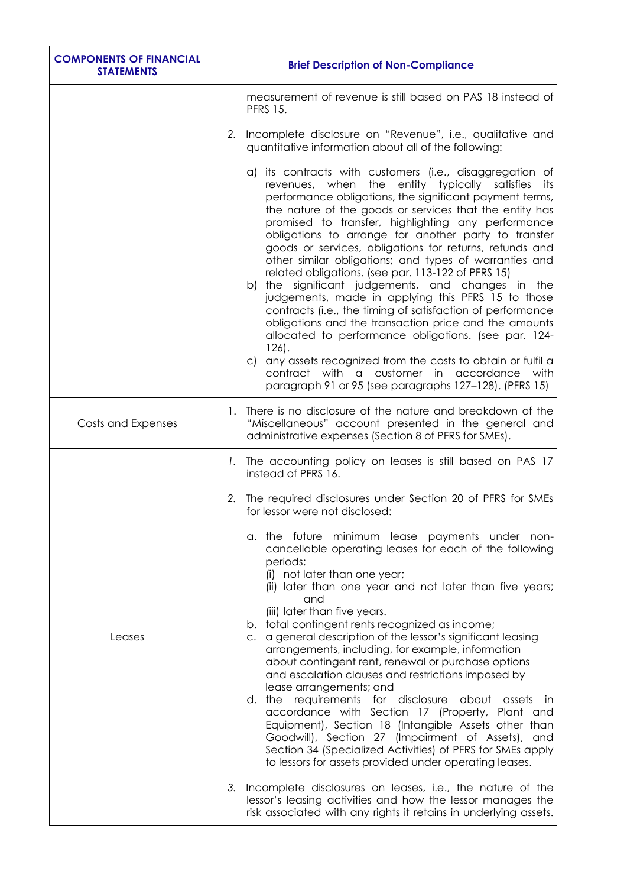| COMPONENTS OF FINANCIAL STATEMENTS | Brief Description of Non-Compliance |
|---|---|
| | measurement of revenue is still based on PAS 18 instead of PFRS 15.<br><br>2. Incomplete disclosure on "Revenue", i.e., qualitative and quantitative information about all of the following:<br><br>a) its contracts with customers (i.e., disaggregation of revenues, when the entity typically satisfies its performance obligations, the significant payment terms, the nature of the goods or services that the entity has promised to transfer, highlighting any performance obligations to arrange for another party to transfer goods or services, obligations for returns, refunds and other similar obligations; and types of warranties and related obligations. (see par. 113-122 of PFRS 15)<br>b) the significant judgements, and changes in the judgements, made in applying this PFRS 15 to those contracts (i.e., the timing of satisfaction of performance obligations and the transaction price and the amounts allocated to performance obligations. (see par. 124-126).<br>c) any assets recognized from the costs to obtain or fulfil a contract with a customer in accordance with paragraph 91 or 95 (see paragraphs 127–128). (PFRS 15) |
| Costs and Expenses | 1. There is no disclosure of the nature and breakdown of the "Miscellaneous" account presented in the general and administrative expenses (Section 8 of PFRS for SMEs). |
| Leases | *1.* The accounting policy on leases is still based on PAS 17 instead of PFRS 16.<br><br>2. The required disclosures under Section 20 of PFRS for SMEs for lessor were not disclosed:<br><br>a. the future minimum lease payments under non-cancellable operating leases for each of the following periods:<br>(i) not later than one year;<br>(ii) later than one year and not later than five years; and<br>(iii) later than five years.<br>b. total contingent rents recognized as income;<br>c. a general description of the lessor's significant leasing arrangements, including, for example, information about contingent rent, renewal or purchase options and escalation clauses and restrictions imposed by lease arrangements; and<br>d. the requirements for disclosure about assets in accordance with Section 17 (Property, Plant and Equipment), Section 18 (Intangible Assets other than Goodwill), Section 27 (Impairment of Assets), and Section 34 (Specialized Activities) of PFRS for SMEs apply to lessors for assets provided under operating leases.<br><br>3. Incomplete disclosures on leases, i.e., the nature of the lessor's leasing activities and how the lessor manages the risk associated with any rights it retains in underlying assets. |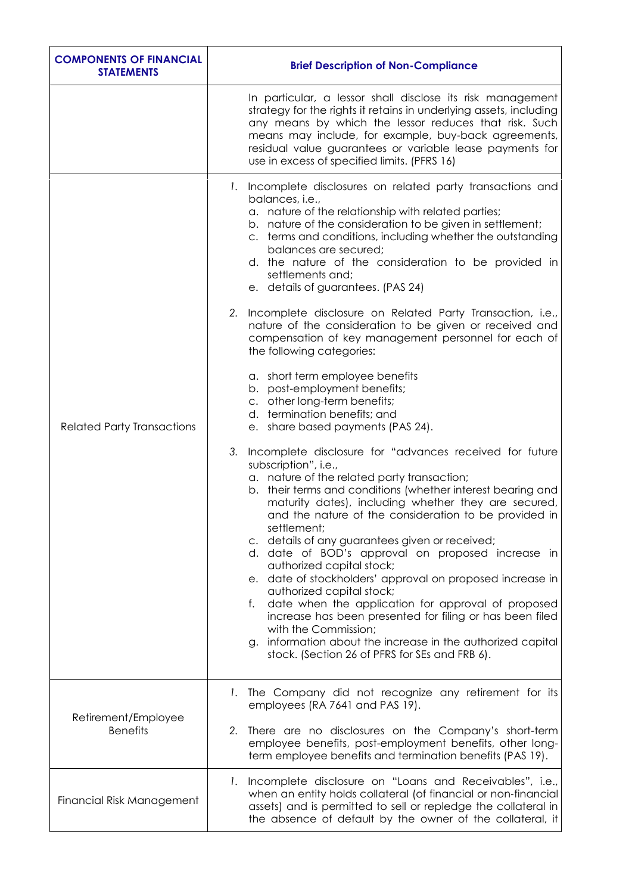| COMPONENTS OF FINANCIAL STATEMENTS | Brief Description of Non-Compliance |
|---|---|
| | In particular, a lessor shall disclose its risk management strategy for the rights it retains in underlying assets, including any means by which the lessor reduces that risk. Such means may include, for example, buy-back agreements, residual value guarantees or variable lease payments for use in excess of specified limits. (PFRS 16) |
| Related Party Transactions | 1. Incomplete disclosures on related party transactions and balances, i.e.,<br>a. nature of the relationship with related parties;<br>b. nature of the consideration to be given in settlement;<br>c. terms and conditions, including whether the outstanding balances are secured;<br>d. the nature of the consideration to be provided in settlements and;<br>e. details of guarantees. (PAS 24)<br><br>2. Incomplete disclosure on Related Party Transaction, i.e., nature of the consideration to be given or received and compensation of key management personnel for each of the following categories:<br><br>a. short term employee benefits<br>b. post-employment benefits;<br>c. other long-term benefits;<br>d. termination benefits; and<br>e. share based payments (PAS 24).<br><br>3. Incomplete disclosure for "advances received for future subscription", i.e.,<br>a. nature of the related party transaction;<br>b. their terms and conditions (whether interest bearing and maturity dates), including whether they are secured, and the nature of the consideration to be provided in settlement;<br>c. details of any guarantees given or received;<br>d. date of BOD's approval on proposed increase in authorized capital stock;<br>e. date of stockholders' approval on proposed increase in authorized capital stock;<br>f. date when the application for approval of proposed increase has been presented for filing or has been filed with the Commission;<br>g. information about the increase in the authorized capital stock. (Section 26 of PFRS for SEs and FRB 6). |
| Retirement/Employee Benefits | 1. The Company did not recognize any retirement for its employees (RA 7641 and PAS 19).<br><br>2. There are no disclosures on the Company's short-term employee benefits, post-employment benefits, other long-term employee benefits and termination benefits (PAS 19). |
| Financial Risk Management | 1. Incomplete disclosure on "Loans and Receivables", i.e., when an entity holds collateral (of financial or non-financial assets) and is permitted to sell or repledge the collateral in the absence of default by the owner of the collateral, it |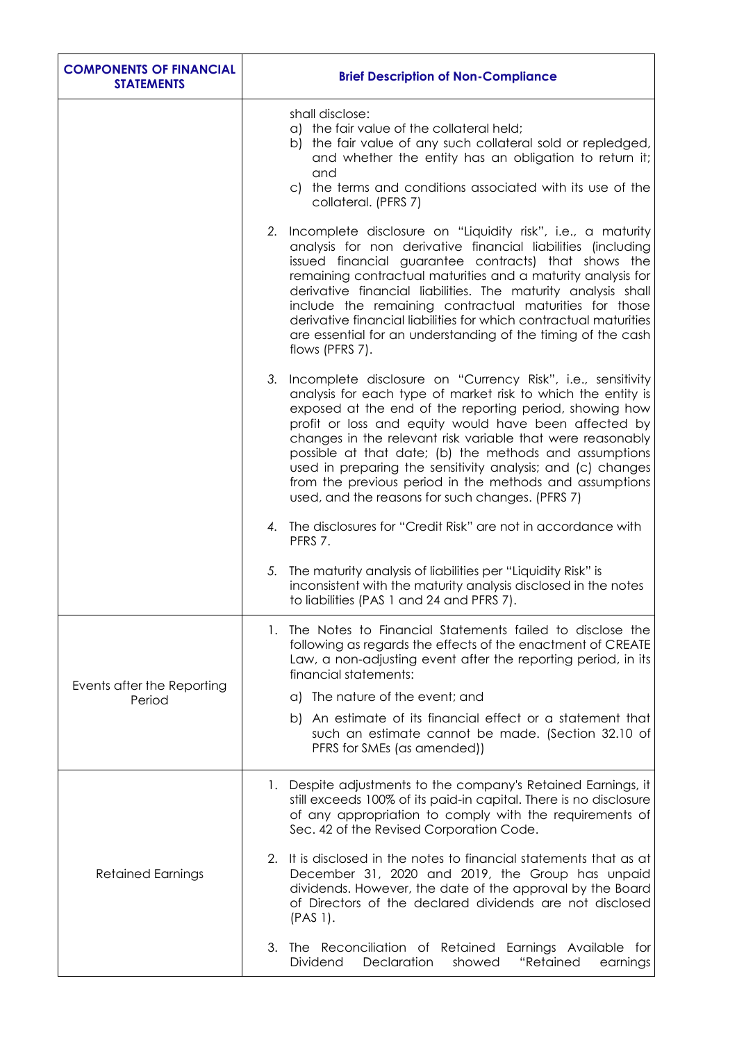| COMPONENTS OF FINANCIAL STATEMENTS | Brief Description of Non-Compliance |
|---|---|
| | shall disclose:<br>a) the fair value of the collateral held;<br>b) the fair value of any such collateral sold or repledged, and whether the entity has an obligation to return it; and<br>c) the terms and conditions associated with its use of the collateral. (PFRS 7)<br><br>2. Incomplete disclosure on "Liquidity risk", i.e., a maturity analysis for non derivative financial liabilities (including issued financial guarantee contracts) that shows the remaining contractual maturities and a maturity analysis for derivative financial liabilities. The maturity analysis shall include the remaining contractual maturities for those derivative financial liabilities for which contractual maturities are essential for an understanding of the timing of the cash flows (PFRS 7).<br><br>3. Incomplete disclosure on "Currency Risk", i.e., sensitivity analysis for each type of market risk to which the entity is exposed at the end of the reporting period, showing how profit or loss and equity would have been affected by changes in the relevant risk variable that were reasonably possible at that date; (b) the methods and assumptions used in preparing the sensitivity analysis; and (c) changes from the previous period in the methods and assumptions used, and the reasons for such changes. (PFRS 7)<br><br>4. The disclosures for "Credit Risk" are not in accordance with PFRS 7.<br><br>5. The maturity analysis of liabilities per "Liquidity Risk" is inconsistent with the maturity analysis disclosed in the notes to liabilities (PAS 1 and 24 and PFRS 7). |
| Events after the Reporting Period | 1. The Notes to Financial Statements failed to disclose the following as regards the effects of the enactment of CREATE Law, a non-adjusting event after the reporting period, in its financial statements:<br>a) The nature of the event; and<br>b) An estimate of its financial effect or a statement that such an estimate cannot be made. (Section 32.10 of PFRS for SMEs (as amended)) |
| Retained Earnings | 1. Despite adjustments to the company's Retained Earnings, it still exceeds 100% of its paid-in capital. There is no disclosure of any appropriation to comply with the requirements of Sec. 42 of the Revised Corporation Code.<br><br>2. It is disclosed in the notes to financial statements that as at December 31, 2020 and 2019, the Group has unpaid dividends. However, the date of the approval by the Board of Directors of the declared dividends are not disclosed (PAS 1).<br><br>3. The Reconciliation of Retained Earnings Available for Dividend Declaration showed "Retained earnings |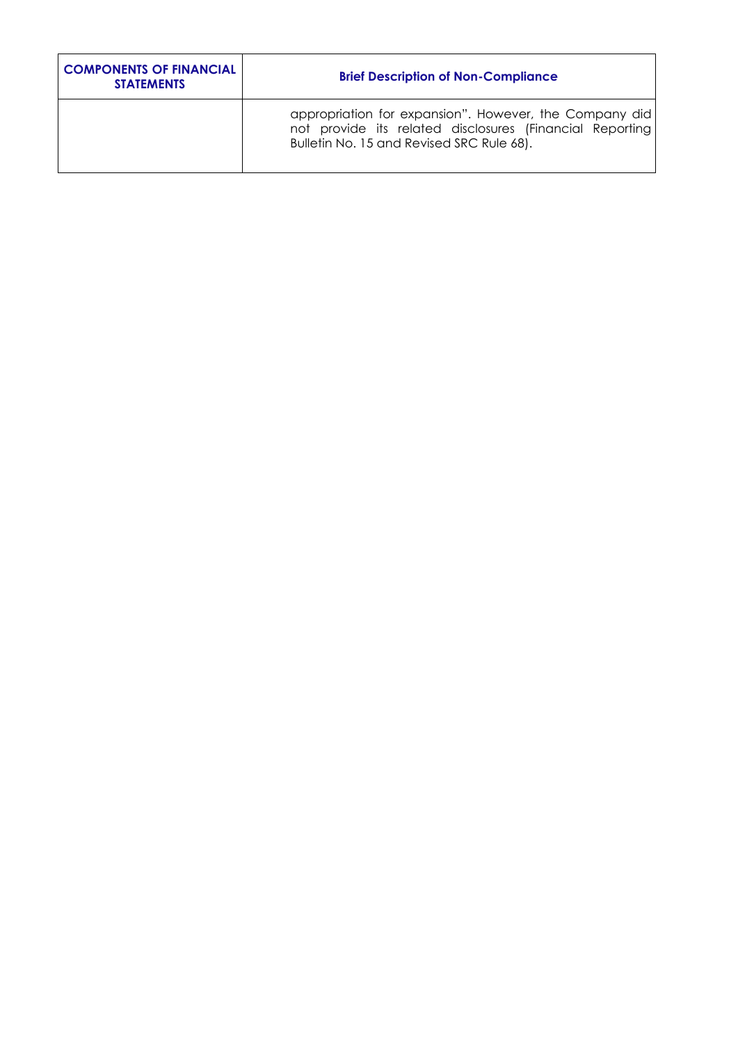| COMPONENTS OF FINANCIAL STATEMENTS | Brief Description of Non-Compliance |
|---|---|
| | appropriation for expansion". However, the Company did not provide its related disclosures (Financial Reporting Bulletin No. 15 and Revised SRC Rule 68). |